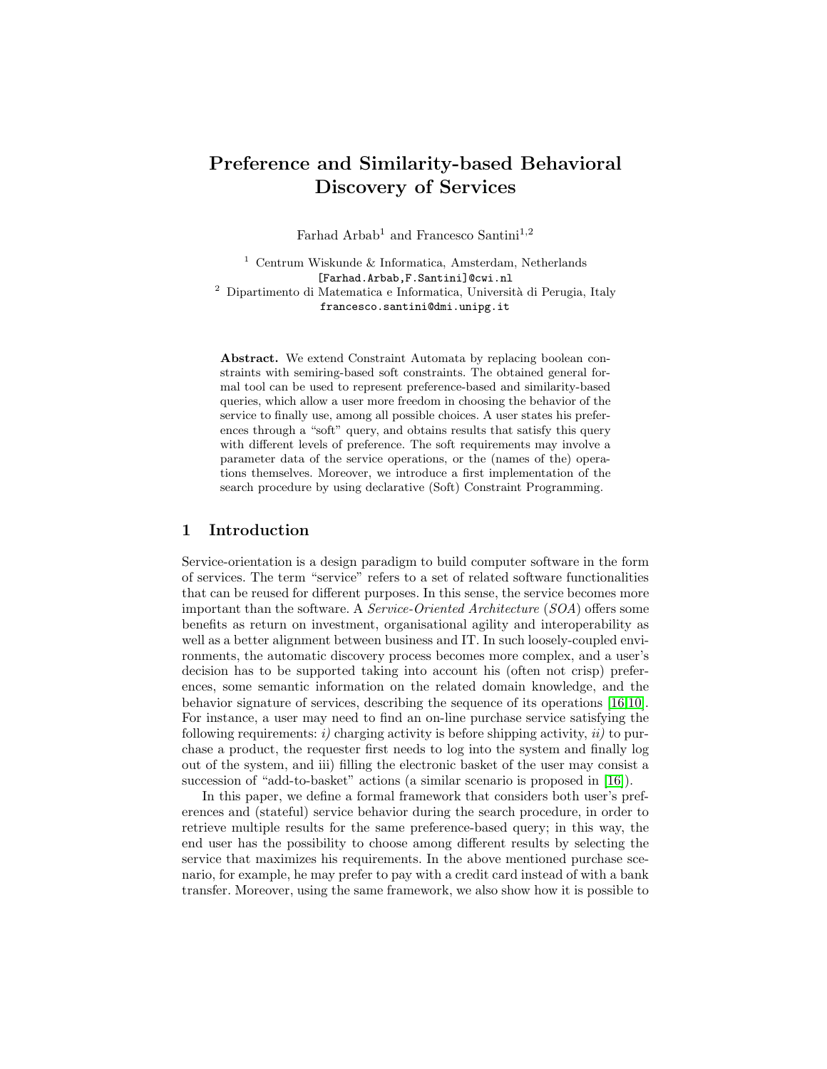# Preference and Similarity-based Behavioral Discovery of Services

Farhad Arbab[1] and Francesco Santini[1,2]

[1] Centrum Wiskunde & Informatica, Amsterdam, Netherlands
[Farhad.Arbab,F.Santini]@cwi.nl

[2] Dipartimento di Matematica e Informatica, Università di Perugia, Italy
francesco.santini@dmi.unipg.it

**Abstract.** We extend Constraint Automata by replacing boolean constraints with semiring-based soft constraints. The obtained general formal tool can be used to represent preference-based and similarity-based queries, which allow a user more freedom in choosing the behavior of the service to finally use, among all possible choices. A user states his preferences through a "soft" query, and obtains results that satisfy this query with different levels of preference. The soft requirements may involve a parameter data of the service operations, or the (names of the) operations themselves. Moreover, we introduce a first implementation of the search procedure by using declarative (Soft) Constraint Programming.

## 1 Introduction

Service-orientation is a design paradigm to build computer software in the form of services. The term "service" refers to a set of related software functionalities that can be reused for different purposes. In this sense, the service becomes more important than the software. A *Service-Oriented Architecture* (*SOA*) offers some benefits as return on investment, organisational agility and interoperability as well as a better alignment between business and IT. In such loosely-coupled environments, the automatic discovery process becomes more complex, and a user's decision has to be supported taking into account his (often not crisp) preferences, some semantic information on the related domain knowledge, and the behavior signature of services, describing the sequence of its operations [16,10]. For instance, a user may need to find an on-line purchase service satisfying the following requirements: *i)* charging activity is before shipping activity, *ii)* to purchase a product, the requester first needs to log into the system and finally log out of the system, and iii) filling the electronic basket of the user may consist a succession of "add-to-basket" actions (a similar scenario is proposed in [16]).

In this paper, we define a formal framework that considers both user's preferences and (stateful) service behavior during the search procedure, in order to retrieve multiple results for the same preference-based query; in this way, the end user has the possibility to choose among different results by selecting the service that maximizes his requirements. In the above mentioned purchase scenario, for example, he may prefer to pay with a credit card instead of with a bank transfer. Moreover, using the same framework, we also show how it is possible to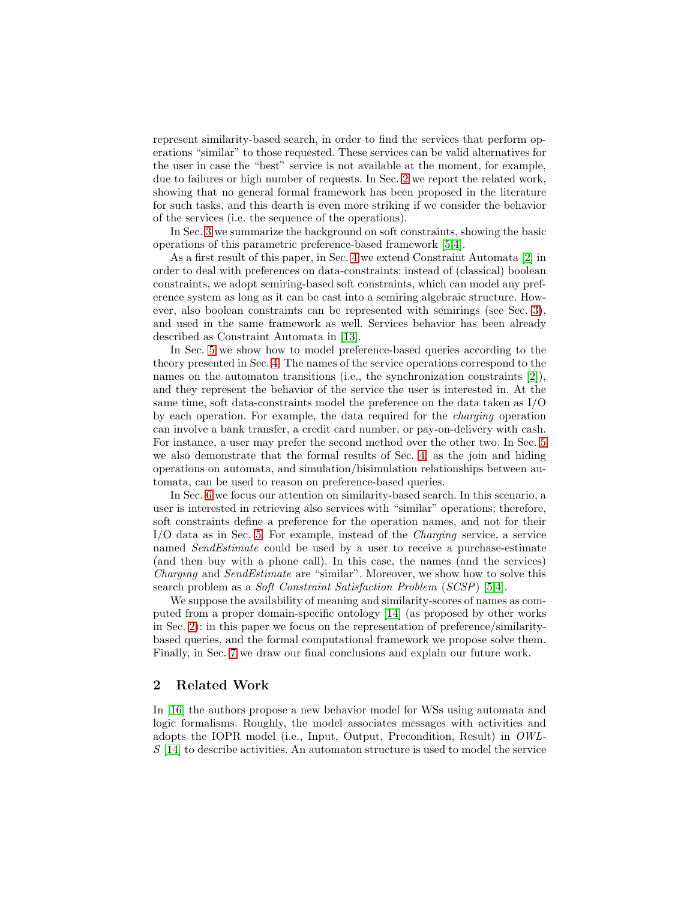represent similarity-based search, in order to find the services that perform operations "similar" to those requested. These services can be valid alternatives for the user in case the "best" service is not available at the moment, for example, due to failures or high number of requests. In Sec. 2 we report the related work, showing that no general formal framework has been proposed in the literature for such tasks, and this dearth is even more striking if we consider the behavior of the services (i.e. the sequence of the operations).

In Sec. 3 we summarize the background on soft constraints, showing the basic operations of this parametric preference-based framework [5,4].

As a first result of this paper, in Sec. 4 we extend Constraint Automata [2] in order to deal with preferences on data-constraints: instead of (classical) boolean constraints, we adopt semiring-based soft constraints, which can model any preference system as long as it can be cast into a semiring algebraic structure. However, also boolean constraints can be represented with semirings (see Sec. 3), and used in the same framework as well. Services behavior has been already described as Constraint Automata in [13].

In Sec. 5 we show how to model preference-based queries according to the theory presented in Sec. 4. The names of the service operations correspond to the names on the automaton transitions (i.e., the synchronization constraints [2]), and they represent the behavior of the service the user is interested in. At the same time, soft data-constraints model the preference on the data taken as I/O by each operation. For example, the data required for the *charging* operation can involve a bank transfer, a credit card number, or pay-on-delivery with cash. For instance, a user may prefer the second method over the other two. In Sec. 5 we also demonstrate that the formal results of Sec. 4, as the join and hiding operations on automata, and simulation/bisimulation relationships between automata, can be used to reason on preference-based queries.

In Sec. 6 we focus our attention on similarity-based search. In this scenario, a user is interested in retrieving also services with "similar" operations; therefore, soft constraints define a preference for the operation names, and not for their I/O data as in Sec. 5. For example, instead of the *Charging* service, a service named *SendEstimate* could be used by a user to receive a purchase-estimate (and then buy with a phone call). In this case, the names (and the services) *Charging* and *SendEstimate* are "similar". Moreover, we show how to solve this search problem as a *Soft Constraint Satisfaction Problem* (*SCSP*) [5,4].

We suppose the availability of meaning and similarity-scores of names as computed from a proper domain-specific ontology [14] (as proposed by other works in Sec. 2): in this paper we focus on the representation of preference/similarity-based queries, and the formal computational framework we propose solve them. Finally, in Sec. 7 we draw our final conclusions and explain our future work.

## 2 Related Work

In [16] the authors propose a new behavior model for WSs using automata and logic formalisms. Roughly, the model associates messages with activities and adopts the IOPR model (i.e., Input, Output, Precondition, Result) in *OWL-S* [14] to describe activities. An automaton structure is used to model the service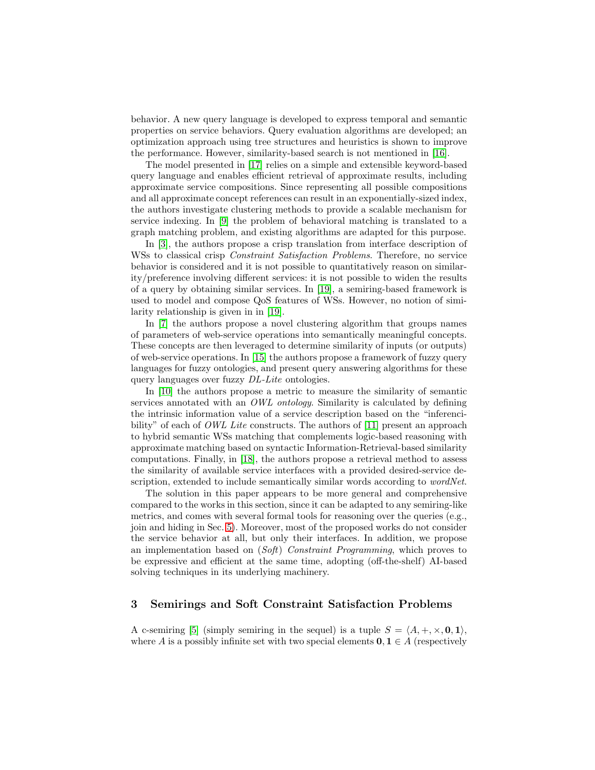behavior. A new query language is developed to express temporal and semantic properties on service behaviors. Query evaluation algorithms are developed; an optimization approach using tree structures and heuristics is shown to improve the performance. However, similarity-based search is not mentioned in [16].

The model presented in [17] relies on a simple and extensible keyword-based query language and enables efficient retrieval of approximate results, including approximate service compositions. Since representing all possible compositions and all approximate concept references can result in an exponentially-sized index, the authors investigate clustering methods to provide a scalable mechanism for service indexing. In [9] the problem of behavioral matching is translated to a graph matching problem, and existing algorithms are adapted for this purpose.

In [3], the authors propose a crisp translation from interface description of WSs to classical crisp *Constraint Satisfaction Problems*. Therefore, no service behavior is considered and it is not possible to quantitatively reason on similarity/preference involving different services: it is not possible to widen the results of a query by obtaining similar services. In [19], a semiring-based framework is used to model and compose QoS features of WSs. However, no notion of similarity relationship is given in in [19].

In [7] the authors propose a novel clustering algorithm that groups names of parameters of web-service operations into semantically meaningful concepts. These concepts are then leveraged to determine similarity of inputs (or outputs) of web-service operations. In [15] the authors propose a framework of fuzzy query languages for fuzzy ontologies, and present query answering algorithms for these query languages over fuzzy *DL-Lite* ontologies.

In [10] the authors propose a metric to measure the similarity of semantic services annotated with an *OWL ontology*. Similarity is calculated by defining the intrinsic information value of a service description based on the "inferencibility" of each of *OWL Lite* constructs. The authors of [11] present an approach to hybrid semantic WSs matching that complements logic-based reasoning with approximate matching based on syntactic Information-Retrieval-based similarity computations. Finally, in [18], the authors propose a retrieval method to assess the similarity of available service interfaces with a provided desired-service description, extended to include semantically similar words according to *wordNet*.

The solution in this paper appears to be more general and comprehensive compared to the works in this section, since it can be adapted to any semiring-like metrics, and comes with several formal tools for reasoning over the queries (e.g., join and hiding in Sec. 5). Moreover, most of the proposed works do not consider the service behavior at all, but only their interfaces. In addition, we propose an implementation based on (*Soft*) *Constraint Programming*, which proves to be expressive and efficient at the same time, adopting (off-the-shelf) AI-based solving techniques in its underlying machinery.

## 3 Semirings and Soft Constraint Satisfaction Problems

A c-semiring [5] (simply semiring in the sequel) is a tuple $S = \langle A, +, \times, \mathbf{0}, \mathbf{1} \rangle$, where $A$ is a possibly infinite set with two special elements $\mathbf{0}, \mathbf{1} \in A$ (respectively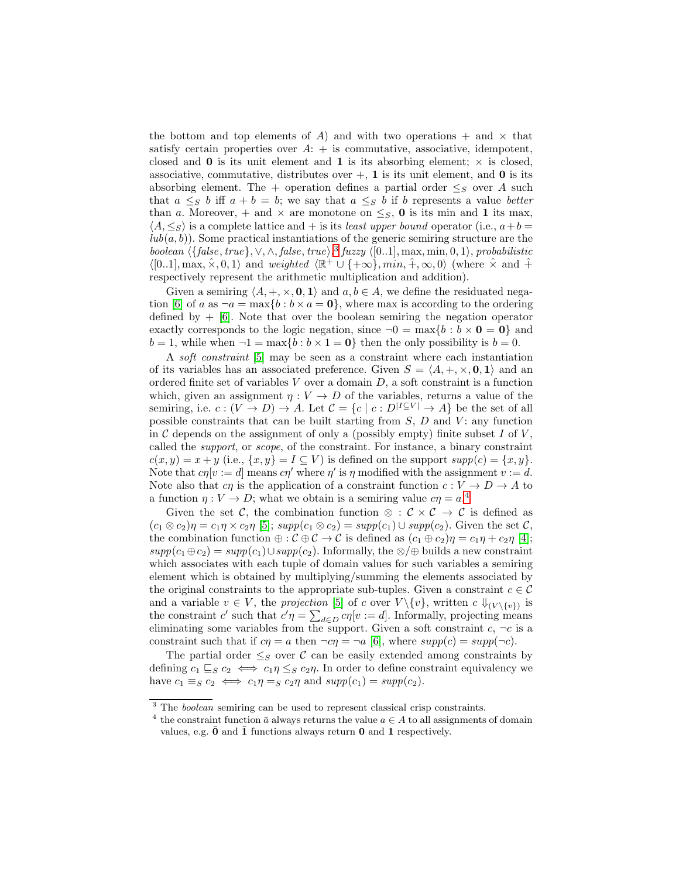the bottom and top elements of $A$) and with two operations $+$ and $\times$ that satisfy certain properties over $A$: $+$ is commutative, associative, idempotent, closed and $\mathbf{0}$ is its unit element and $\mathbf{1}$ is its absorbing element; $\times$ is closed, associative, commutative, distributes over $+$, $\mathbf{1}$ is its unit element, and $\mathbf{0}$ is its absorbing element. The $+$ operation defines a partial order $\leq_S$ over $A$ such that $a \leq_S b$ iff $a + b = b$; we say that $a \leq_S b$ if $b$ represents a value *better* than $a$. Moreover, $+$ and $\times$ are monotone on $\leq_S$, $\mathbf{0}$ is its min and $\mathbf{1}$ its max, $\langle A, \leq_S \rangle$ is a complete lattice and $+$ is its *least upper bound* operator (i.e., $a+b = lub(a,b)$). Some practical instantiations of the generic semiring structure are the *boolean* $\langle \{false, true\}, \vee, \wedge, false, true \rangle$,[3] *fuzzy* $\langle [0..1], \max, \min, 0, 1 \rangle$, *probabilistic* $\langle [0..1], \max, \hat{\times}, 0, 1 \rangle$ and *weighted* $\langle \mathbb{R}^+ \cup \{+\infty\}, min, \hat{+}, \infty, 0 \rangle$ (where $\hat{\times}$ and $\hat{+}$ respectively represent the arithmetic multiplication and addition).

Given a semiring $\langle A, +, \times, \mathbf{0}, \mathbf{1} \rangle$ and $a, b \in A$, we define the residuated negation [6] of $a$ as $\neg a = \max\{b : b \times a = \mathbf{0}\}$, where max is according to the ordering defined by $+$ [6]. Note that over the boolean semiring the negation operator exactly corresponds to the logic negation, since $\neg 0 = \max\{b : b \times \mathbf{0} = \mathbf{0}\}$ and $b = 1$, while when $\neg 1 = \max\{b : b \times 1 = \mathbf{0}\}$ then the only possibility is $b = 0$.

A *soft constraint* [5] may be seen as a constraint where each instantiation of its variables has an associated preference. Given $S = \langle A, +, \times, \mathbf{0}, \mathbf{1} \rangle$ and an ordered finite set of variables $V$ over a domain $D$, a soft constraint is a function which, given an assignment $\eta : V \to D$ of the variables, returns a value of the semiring, i.e. $c : (V \to D) \to A$. Let $\mathcal{C} = \{c \mid c : D^{|I \subseteq V|} \to A\}$ be the set of all possible constraints that can be built starting from $S$, $D$ and $V$: any function in $\mathcal{C}$ depends on the assignment of only a (possibly empty) finite subset $I$ of $V$, called the *support*, or *scope*, of the constraint. For instance, a binary constraint $c(x, y) = x + y$ (i.e., $\{x, y\} = I \subseteq V$) is defined on the support $supp(c) = \{x, y\}$. Note that $c\eta[v := d]$ means $c\eta'$ where $\eta'$ is $\eta$ modified with the assignment $v := d$. Note also that $c\eta$ is the application of a constraint function $c : V \to D \to A$ to a function $\eta : V \to D$; what we obtain is a semiring value $c\eta = a$.[4]

Given the set $\mathcal{C}$, the combination function $\otimes : \mathcal{C} \times \mathcal{C} \to \mathcal{C}$ is defined as $(c_1 \otimes c_2)\eta = c_1\eta \times c_2\eta$ [5]; $supp(c_1 \otimes c_2) = supp(c_1) \cup supp(c_2)$. Given the set $\mathcal{C}$, the combination function $\oplus : \mathcal{C} \oplus \mathcal{C} \to \mathcal{C}$ is defined as $(c_1 \oplus c_2)\eta = c_1\eta + c_2\eta$ [4]; $supp(c_1 \oplus c_2) = supp(c_1) \cup supp(c_2)$. Informally, the $\otimes$/$\oplus$ builds a new constraint which associates with each tuple of domain values for such variables a semiring element which is obtained by multiplying/summing the elements associated by the original constraints to the appropriate sub-tuples. Given a constraint $c \in \mathcal{C}$ and a variable $v \in V$, the *projection* [5] of $c$ over $V \backslash \{v\}$, written $c \Downarrow_{(V \backslash \{v\})}$ is the constraint $c'$ such that $c'\eta = \sum_{d \in D} c\eta[v := d]$. Informally, projecting means eliminating some variables from the support. Given a soft constraint $c$, $\neg c$ is a constraint such that if $c\eta = a$ then $\neg c\eta = \neg a$ [6], where $supp(c) = supp(\neg c)$.

The partial order $\leq_S$ over $\mathcal{C}$ can be easily extended among constraints by defining $c_1 \sqsubseteq_S c_2 \iff c_1\eta \leq_S c_2\eta$. In order to define constraint equivalency we have $c_1 \equiv_S c_2 \iff c_1\eta =_S c_2\eta$ and $supp(c_1) = supp(c_2)$.

---

[3] The *boolean* semiring can be used to represent classical crisp constraints.

[4] the constraint function $\bar{a}$ always returns the value $a \in A$ to all assignments of domain values, e.g. $\bar{\mathbf{0}}$ and $\bar{\mathbf{1}}$ functions always return $\mathbf{0}$ and $\mathbf{1}$ respectively.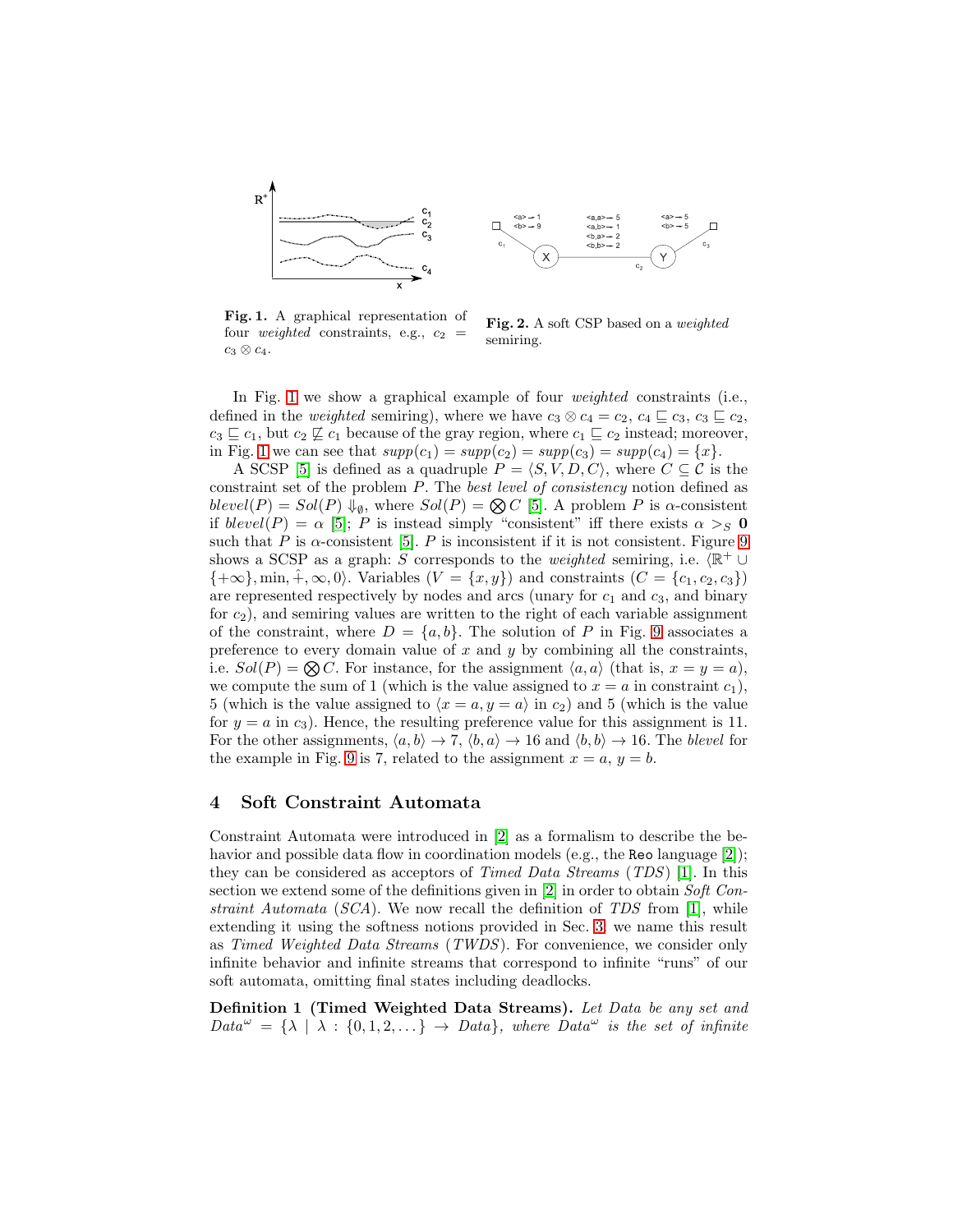**Fig. 1.** A graphical representation of four *weighted* constraints, e.g., $c_2 = c_3 \otimes c_4$.

**Fig. 2.** A soft CSP based on a *weighted* semiring.

In Fig. 1 we show a graphical example of four *weighted* constraints (i.e., defined in the *weighted* semiring), where we have $c_3 \otimes c_4 = c_2$, $c_4 \sqsubseteq c_3$, $c_3 \sqsubseteq c_2$, $c_3 \sqsubseteq c_1$, but $c_2 \not\sqsubseteq c_1$ because of the gray region, where $c_1 \sqsubseteq c_2$ instead; moreover, in Fig. 1 we can see that $supp(c_1) = supp(c_2) = supp(c_3) = supp(c_4) = \{x\}$.

A SCSP [5] is defined as a quadruple $P = \langle S, V, D, C \rangle$, where $C \subseteq \mathcal{C}$ is the constraint set of the problem $P$. The *best level of consistency* notion defined as $blevel(P) = Sol(P) \Downarrow_{\emptyset}$, where $Sol(P) = \bigotimes C$ [5]. A problem $P$ is $\alpha$-consistent if $blevel(P) = \alpha$ [5]; $P$ is instead simply "consistent" iff there exists $\alpha >_S \mathbf{0}$ such that $P$ is $\alpha$-consistent [5]. $P$ is inconsistent if it is not consistent. Figure 9 shows a SCSP as a graph: $S$ corresponds to the *weighted* semiring, i.e. $\langle \mathbb{R}^+ \cup \{+\infty\}, \min, \hat{+}, \infty, 0 \rangle$. Variables ($V = \{x, y\}$) and constraints ($C = \{c_1, c_2, c_3\}$) are represented respectively by nodes and arcs (unary for $c_1$ and $c_3$, and binary for $c_2$), and semiring values are written to the right of each variable assignment of the constraint, where $D = \{a, b\}$. The solution of $P$ in Fig. 9 associates a preference to every domain value of $x$ and $y$ by combining all the constraints, i.e. $Sol(P) = \bigotimes C$. For instance, for the assignment $\langle a, a \rangle$ (that is, $x = y = a$), we compute the sum of 1 (which is the value assigned to $x = a$ in constraint $c_1$), 5 (which is the value assigned to $\langle x = a, y = a \rangle$ in $c_2$) and 5 (which is the value for $y = a$ in $c_3$). Hence, the resulting preference value for this assignment is 11. For the other assignments, $\langle a, b \rangle \rightarrow 7$, $\langle b, a \rangle \rightarrow 16$ and $\langle b, b \rangle \rightarrow 16$. The *blevel* for the example in Fig. 9 is 7, related to the assignment $x = a$, $y = b$.

## 4 Soft Constraint Automata

Constraint Automata were introduced in [2] as a formalism to describe the behavior and possible data flow in coordination models (e.g., the `Reo` language [2]); they can be considered as acceptors of *Timed Data Streams* (*TDS*) [1]. In this section we extend some of the definitions given in [2] in order to obtain *Soft Constraint Automata* (*SCA*). We now recall the definition of *TDS* from [1], while extending it using the softness notions provided in Sec. 3: we name this result as *Timed Weighted Data Streams* (*TWDS*). For convenience, we consider only infinite behavior and infinite streams that correspond to infinite "runs" of our soft automata, omitting final states including deadlocks.

**Definition 1 (Timed Weighted Data Streams).** *Let Data be any set and* $Data^\omega = \{\lambda \mid \lambda : \{0, 1, 2, \dots\} \rightarrow Data\}$, *where* $Data^\omega$ *is the set of infinite*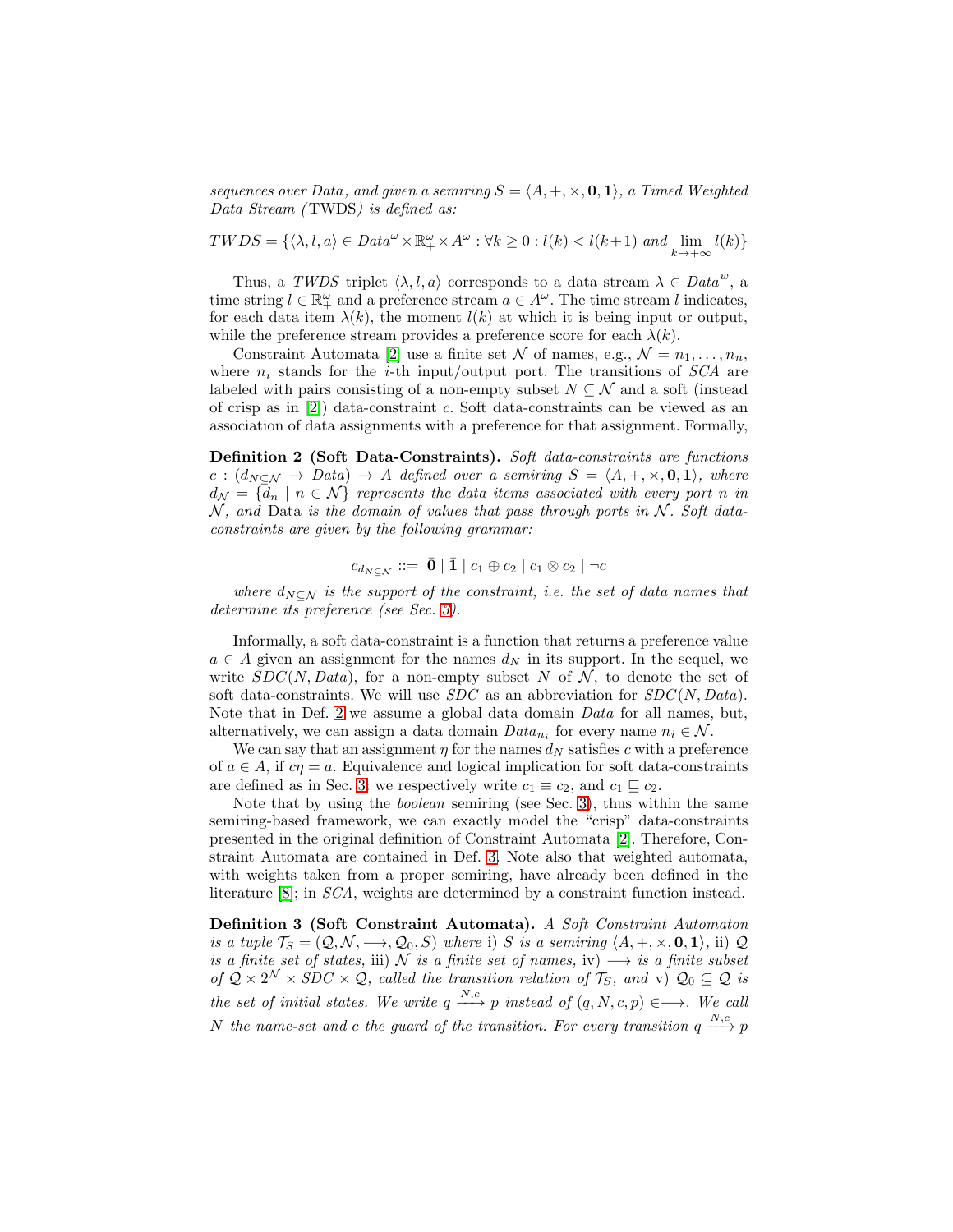*sequences over Data, and given a semiring $S = \langle A, +, \times, \mathbf{0}, \mathbf{1} \rangle$, a Timed Weighted Data Stream (*TWDS*) is defined as:*

$$TWDS = \{\langle \lambda, l, a \rangle \in Data^{\omega} \times \mathbb{R}_{+}^{\omega} \times A^{\omega} : \forall k \geq 0 : l(k) < l(k+1) \text{ and } \lim_{k \to +\infty} l(k)\}$$

Thus, a *TWDS* triplet $\langle \lambda, l, a \rangle$ corresponds to a data stream $\lambda \in Data^{w}$, a time string $l \in \mathbb{R}_{+}^{\omega}$ and a preference stream $a \in A^{\omega}$. The time stream $l$ indicates, for each data item $\lambda(k)$, the moment $l(k)$ at which it is being input or output, while the preference stream provides a preference score for each $\lambda(k)$.

Constraint Automata [2] use a finite set $\mathcal{N}$ of names, e.g., $\mathcal{N} = n_1, \ldots, n_n$, where $n_i$ stands for the $i$-th input/output port. The transitions of *SCA* are labeled with pairs consisting of a non-empty subset $N \subseteq \mathcal{N}$ and a soft (instead of crisp as in [2]) data-constraint $c$. Soft data-constraints can be viewed as an association of data assignments with a preference for that assignment. Formally,

**Definition 2 (Soft Data-Constraints).** *Soft data-constraints are functions $c : (d_{N \subseteq \mathcal{N}} \to Data) \to A$ defined over a semiring $S = \langle A, +, \times, \mathbf{0}, \mathbf{1} \rangle$, where $d_{\mathcal{N}} = \{d_n \mid n \in \mathcal{N}\}$ represents the data items associated with every port $n$ in $\mathcal{N}$, and* Data *is the domain of values that pass through ports in $\mathcal{N}$. Soft data-constraints are given by the following grammar:*

$$c_{d_{N \subseteq \mathcal{N}}} ::= \bar{\mathbf{0}} \mid \bar{\mathbf{1}} \mid c_1 \oplus c_2 \mid c_1 \otimes c_2 \mid \neg c$$

*where $d_{N \subseteq \mathcal{N}}$ is the support of the constraint, i.e. the set of data names that determine its preference (see Sec. 3).*

Informally, a soft data-constraint is a function that returns a preference value $a \in A$ given an assignment for the names $d_N$ in its support. In the sequel, we write $SDC(N, Data)$, for a non-empty subset $N$ of $\mathcal{N}$, to denote the set of soft data-constraints. We will use *SDC* as an abbreviation for $SDC(\mathcal{N}, Data)$. Note that in Def. 2 we assume a global data domain *Data* for all names, but, alternatively, we can assign a data domain $Data_{n_i}$ for every name $n_i \in \mathcal{N}$.

We can say that an assignment $\eta$ for the names $d_N$ satisfies $c$ with a preference of $a \in A$, if $c\eta = a$. Equivalence and logical implication for soft data-constraints are defined as in Sec. 3: we respectively write $c_1 \equiv c_2$, and $c_1 \sqsubseteq c_2$.

Note that by using the *boolean* semiring (see Sec. 3), thus within the same semiring-based framework, we can exactly model the "crisp" data-constraints presented in the original definition of Constraint Automata [2]. Therefore, Constraint Automata are contained in Def. 3. Note also that weighted automata, with weights taken from a proper semiring, have already been defined in the literature [8]; in *SCA*, weights are determined by a constraint function instead.

**Definition 3 (Soft Constraint Automata).** *A Soft Constraint Automaton is a tuple $\mathcal{T}_S = (\mathcal{Q}, \mathcal{N}, \longrightarrow, \mathcal{Q}_0, S)$ where i) $S$ is a semiring $\langle A, +, \times, \mathbf{0}, \mathbf{1} \rangle$, ii) $\mathcal{Q}$ is a finite set of states, iii) $\mathcal{N}$ is a finite set of names, iv) $\longrightarrow$ is a finite subset of $\mathcal{Q} \times 2^{\mathcal{N}} \times SDC \times \mathcal{Q}$, called the transition relation of $\mathcal{T}_S$, and v) $\mathcal{Q}_0 \subseteq \mathcal{Q}$ is the set of initial states. We write $q \xrightarrow{N,c} p$ instead of $(q, N, c, p) \in \longrightarrow$. We call $N$ the name-set and $c$ the guard of the transition. For every transition $q \xrightarrow{N,c} p$*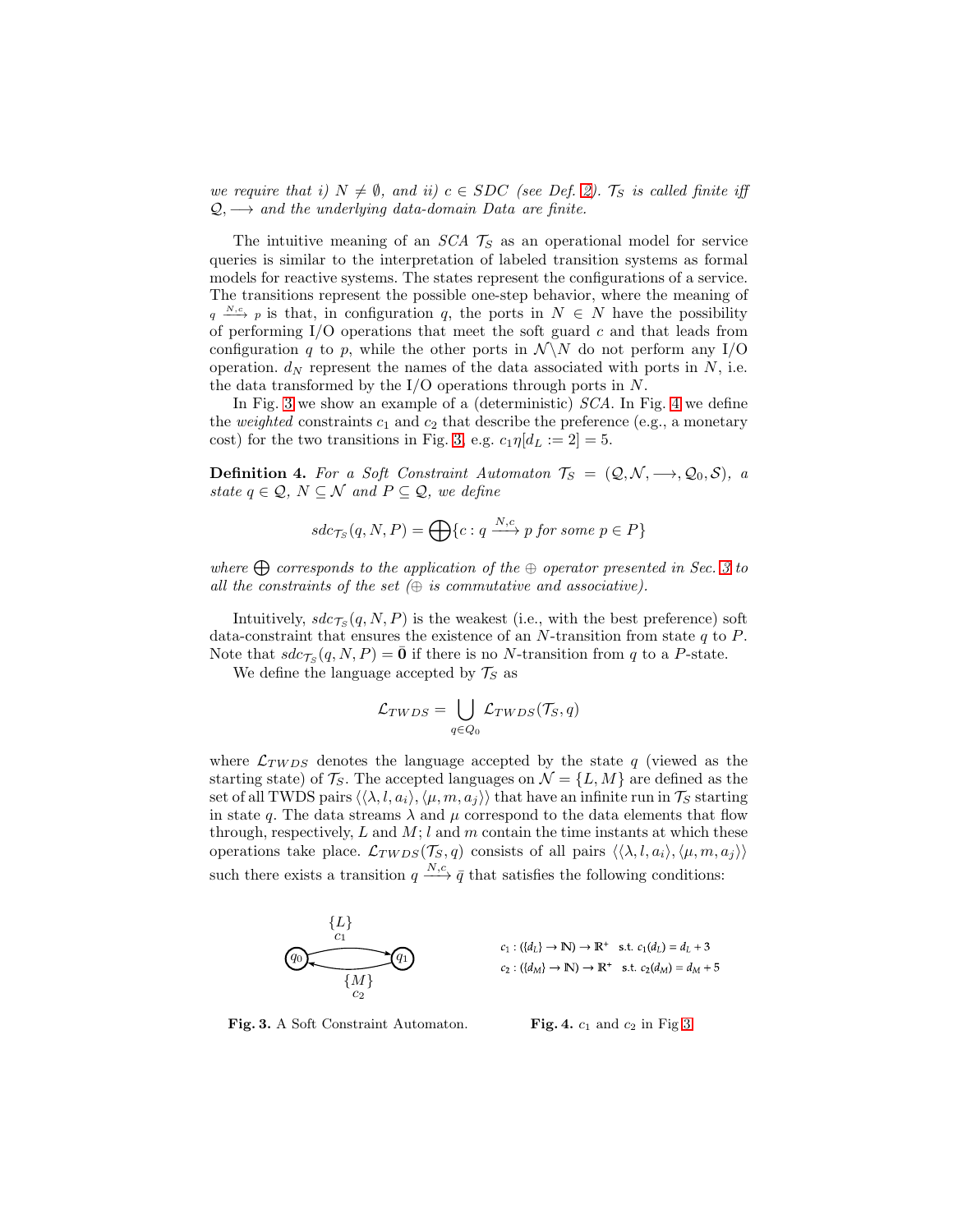*we require that i) $N \neq \emptyset$, and ii) $c \in SDC$ (see Def. 2). $\mathcal{T}_S$ is called finite iff $\mathcal{Q}, \longrightarrow$ and the underlying data-domain Data are finite.*

The intuitive meaning of an *SCA* $\mathcal{T}_S$ as an operational model for service queries is similar to the interpretation of labeled transition systems as formal models for reactive systems. The states represent the configurations of a service. The transitions represent the possible one-step behavior, where the meaning of $q \xrightarrow{N,c} p$ is that, in configuration $q$, the ports in $N \in N$ have the possibility of performing I/O operations that meet the soft guard $c$ and that leads from configuration $q$ to $p$, while the other ports in $\mathcal{N} \backslash N$ do not perform any I/O operation. $d_N$ represent the names of the data associated with ports in $N$, i.e. the data transformed by the I/O operations through ports in $N$.

In Fig. 3 we show an example of a (deterministic) *SCA*. In Fig. 4 we define the *weighted* constraints $c_1$ and $c_2$ that describe the preference (e.g., a monetary cost) for the two transitions in Fig. 3, e.g. $c_1\eta[d_L := 2] = 5$.

**Definition 4.** *For a Soft Constraint Automaton $\mathcal{T}_S = (\mathcal{Q}, \mathcal{N}, \longrightarrow, \mathcal{Q}_0, \mathcal{S})$, a state $q \in \mathcal{Q}$, $N \subseteq \mathcal{N}$ and $P \subseteq \mathcal{Q}$, we define*

$$sdc_{\mathcal{T}_S}(q, N, P) = \bigoplus \{c : q \xrightarrow{N,c} p \text{ for some } p \in P\}$$

*where $\bigoplus$ corresponds to the application of the $\oplus$ operator presented in Sec. 3 to all the constraints of the set ($\oplus$ is commutative and associative).*

Intuitively, $sdc_{\mathcal{T}_S}(q, N, P)$ is the weakest (i.e., with the best preference) soft data-constraint that ensures the existence of an $N$-transition from state $q$ to $P$. Note that $sdc_{\mathcal{T}_S}(q, N, P) = \bar{\mathbf{0}}$ if there is no $N$-transition from $q$ to a $P$-state.

We define the language accepted by $\mathcal{T}_S$ as

$$\mathcal{L}_{TWDS} = \bigcup_{q \in Q_0} \mathcal{L}_{TWDS}(\mathcal{T}_S, q)$$

where $\mathcal{L}_{TWDS}$ denotes the language accepted by the state $q$ (viewed as the starting state) of $\mathcal{T}_S$. The accepted languages on $\mathcal{N} = \{L, M\}$ are defined as the set of all TWDS pairs $\langle\langle\lambda, l, a_i\rangle, \langle\mu, m, a_j\rangle\rangle$ that have an infinite run in $\mathcal{T}_S$ starting in state $q$. The data streams $\lambda$ and $\mu$ correspond to the data elements that flow through, respectively, $L$ and $M$; $l$ and $m$ contain the time instants at which these operations take place. $\mathcal{L}_{TWDS}(\mathcal{T}_S, q)$ consists of all pairs $\langle\langle\lambda, l, a_i\rangle, \langle\mu, m, a_j\rangle\rangle$ such there exists a transition $q \xrightarrow{N,c} \bar{q}$ that satisfies the following conditions:

**Fig. 3.** A Soft Constraint Automaton.

$c_1 : (\{d_L\} \to \mathbb{N}) \to \mathbb{R}^+$ s.t. $c_1(d_L) = d_L + 3$

$c_2 : (\{d_M\} \to \mathbb{N}) \to \mathbb{R}^+$ s.t. $c_2(d_M) = d_M + 5$

**Fig. 4.** $c_1$ and $c_2$ in Fig 3.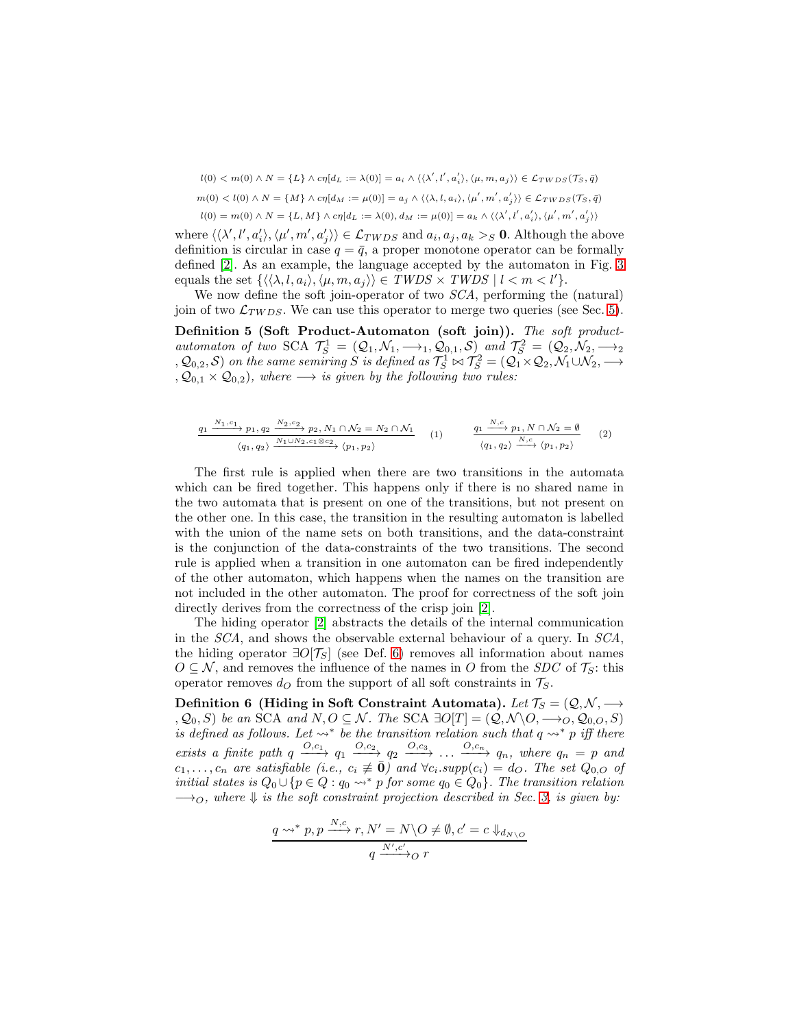$$l(0) < m(0) \wedge N = \{L\} \wedge c\eta[d_L := \lambda(0)] = a_i \wedge \langle\langle \lambda', l', a_i' \rangle, \langle \mu, m, a_j \rangle\rangle \in \mathcal{L}_{TWDS}(\mathcal{T}_S, \bar{q})$$

$$m(0) < l(0) \wedge N = \{M\} \wedge c\eta[d_M := \mu(0)] = a_j \wedge \langle\langle \lambda, l, a_i \rangle, \langle \mu', m', a_j' \rangle\rangle \in \mathcal{L}_{TWDS}(\mathcal{T}_S, \bar{q})$$

$$l(0) = m(0) \wedge N = \{L, M\} \wedge c\eta[d_L := \lambda(0), d_M := \mu(0)] = a_k \wedge \langle\langle \lambda', l', a_i' \rangle, \langle \mu', m', a_j' \rangle\rangle$$

where $\langle\langle \lambda', l', a_i' \rangle, \langle \mu', m', a_j' \rangle\rangle \in \mathcal{L}_{TWDS}$ and $a_i, a_j, a_k >_S \mathbf{0}$. Although the above definition is circular in case $q = \bar{q}$, a proper monotone operator can be formally defined [2]. As an example, the language accepted by the automaton in Fig. 3 equals the set $\{\langle\langle \lambda, l, a_i \rangle, \langle \mu, m, a_j \rangle\rangle \in TWDS \times TWDS \mid l < m < l'\}$.

We now define the soft join-operator of two *SCA*, performing the (natural) join of two $\mathcal{L}_{TWDS}$. We can use this operator to merge two queries (see Sec. 5).

**Definition 5 (Soft Product-Automaton (soft join)).** *The soft product-automaton of two* SCA $\mathcal{T}_S^1 = (\mathcal{Q}_1, \mathcal{N}_1, \longrightarrow_1, \mathcal{Q}_{0,1}, \mathcal{S})$ *and* $\mathcal{T}_S^2 = (\mathcal{Q}_2, \mathcal{N}_2, \longrightarrow_2, \mathcal{Q}_{0,2}, \mathcal{S})$ *on the same semiring* $S$ *is defined as* $\mathcal{T}_S^1 \bowtie \mathcal{T}_S^2 = (\mathcal{Q}_1 \times \mathcal{Q}_2, \mathcal{N}_1 \cup \mathcal{N}_2, \longrightarrow, \mathcal{Q}_{0,1} \times \mathcal{Q}_{0,2})$*, where* $\longrightarrow$ *is given by the following two rules:*

$$\frac{q_1 \xrightarrow{N_1, c_1} p_1, q_2 \xrightarrow{N_2, c_2} p_2, N_1 \cap \mathcal{N}_2 = N_2 \cap \mathcal{N}_1}{\langle q_1, q_2 \rangle \xrightarrow{N_1 \cup N_2, c_1 \otimes c_2} \langle p_1, p_2 \rangle} \quad (1) \qquad \frac{q_1 \xrightarrow{N, c} p_1, N \cap \mathcal{N}_2 = \emptyset}{\langle q_1, q_2 \rangle \xrightarrow{N, c} \langle p_1, p_2 \rangle} \quad (2)$$

The first rule is applied when there are two transitions in the automata which can be fired together. This happens only if there is no shared name in the two automata that is present on one of the transitions, but not present on the other one. In this case, the transition in the resulting automaton is labelled with the union of the name sets on both transitions, and the data-constraint is the conjunction of the data-constraints of the two transitions. The second rule is applied when a transition in one automaton can be fired independently of the other automaton, which happens when the names on the transition are not included in the other automaton. The proof for correctness of the soft join directly derives from the correctness of the crisp join [2].

The hiding operator [2] abstracts the details of the internal communication in the *SCA*, and shows the observable external behaviour of a query. In *SCA*, the hiding operator $\exists O[\mathcal{T}_S]$ (see Def. 6) removes all information about names $O \subseteq \mathcal{N}$, and removes the influence of the names in $O$ from the *SDC* of $\mathcal{T}_S$: this operator removes $d_O$ from the support of all soft constraints in $\mathcal{T}_S$.

**Definition 6 (Hiding in Soft Constraint Automata).** *Let* $\mathcal{T}_S = (\mathcal{Q}, \mathcal{N}, \longrightarrow, \mathcal{Q}_0, S)$ *be an* SCA *and* $N, O \subseteq \mathcal{N}$*. The* SCA $\exists O[T] = (\mathcal{Q}, \mathcal{N} \backslash O, \longrightarrow_O, \mathcal{Q}_{0,O}, S)$ *is defined as follows. Let* $\rightsquigarrow^*$ *be the transition relation such that* $q \rightsquigarrow^* p$ *iff there exists a finite path* $q \xrightarrow{O, c_1} q_1 \xrightarrow{O, c_2} q_2 \xrightarrow{O, c_3} \ldots \xrightarrow{O, c_n} q_n$*, where* $q_n = p$ *and* $c_1, \ldots, c_n$ *are satisfiable (i.e.,* $c_i \not\equiv \bar{\mathbf{0}}$*) and* $\forall c_i.supp(c_i) = d_O$*. The set* $Q_{0,O}$ *of initial states is* $Q_0 \cup \{p \in Q : q_0 \rightsquigarrow^* p$ *for some* $q_0 \in Q_0\}$*. The transition relation* $\longrightarrow_O$*, where* $\Downarrow$ *is the soft constraint projection described in Sec. 3, is given by:*

$$\frac{q \rightsquigarrow^* p, p \xrightarrow{N, c} r, N' = N \backslash O \neq \emptyset, c' = c \Downarrow_{d_{N \backslash O}}}{q \xrightarrow{N', c'}_O r}$$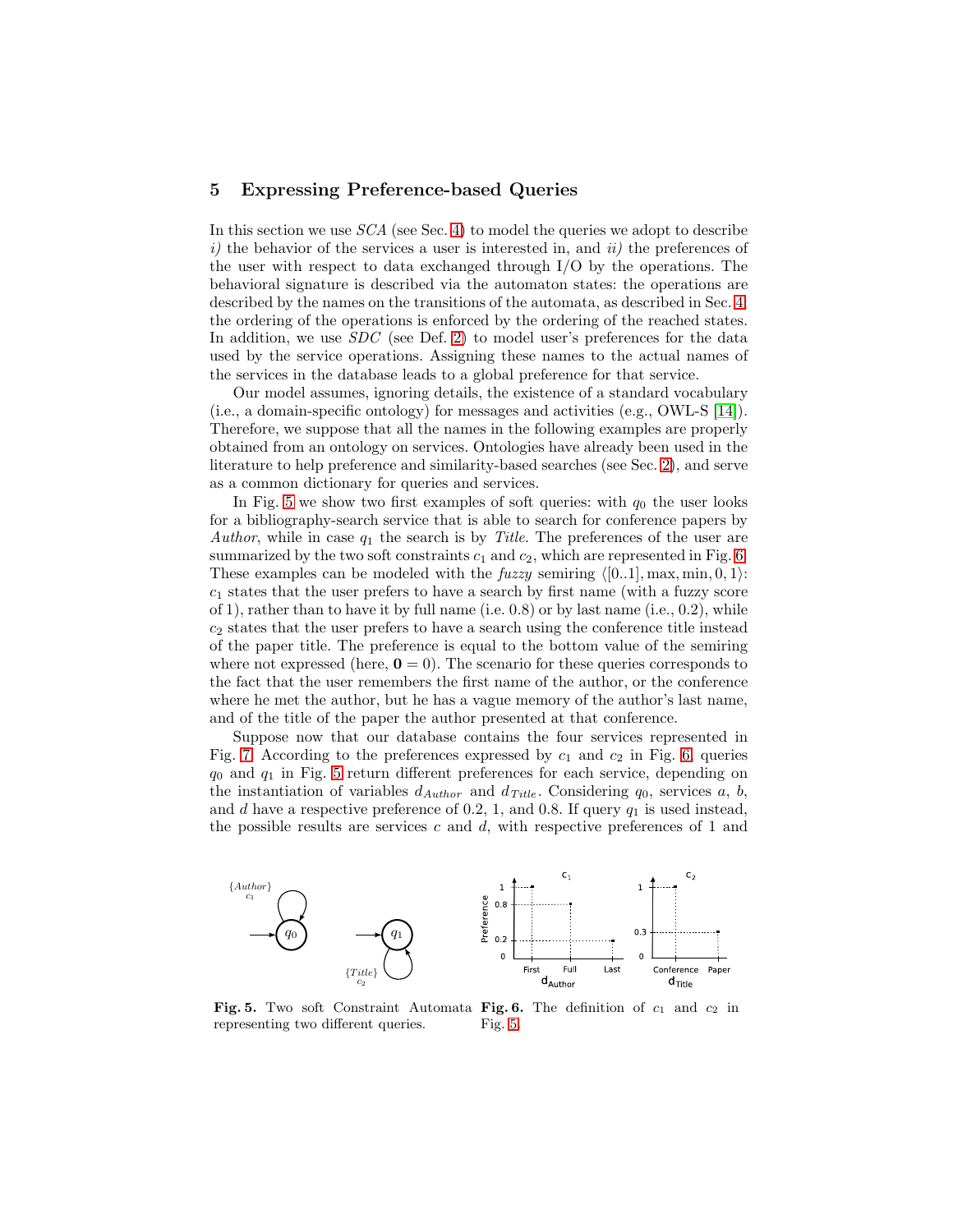## 5 Expressing Preference-based Queries

In this section we use *SCA* (see Sec. 4) to model the queries we adopt to describe *i)* the behavior of the services a user is interested in, and *ii)* the preferences of the user with respect to data exchanged through I/O by the operations. The behavioral signature is described via the automaton states: the operations are described by the names on the transitions of the automata, as described in Sec. 4, the ordering of the operations is enforced by the ordering of the reached states. In addition, we use *SDC* (see Def. 2) to model user's preferences for the data used by the service operations. Assigning these names to the actual names of the services in the database leads to a global preference for that service.

Our model assumes, ignoring details, the existence of a standard vocabulary (i.e., a domain-specific ontology) for messages and activities (e.g., OWL-S [14]). Therefore, we suppose that all the names in the following examples are properly obtained from an ontology on services. Ontologies have already been used in the literature to help preference and similarity-based searches (see Sec. 2), and serve as a common dictionary for queries and services.

In Fig. 5 we show two first examples of soft queries: with $q_0$ the user looks for a bibliography-search service that is able to search for conference papers by *Author*, while in case $q_1$ the search is by *Title*. The preferences of the user are summarized by the two soft constraints $c_1$ and $c_2$, which are represented in Fig. 6. These examples can be modeled with the *fuzzy* semiring $\langle [0..1], \max, \min, 0, 1 \rangle$: $c_1$ states that the user prefers to have a search by first name (with a fuzzy score of 1), rather than to have it by full name (i.e. 0.8) or by last name (i.e., 0.2), while $c_2$ states that the user prefers to have a search using the conference title instead of the paper title. The preference is equal to the bottom value of the semiring where not expressed (here, $\mathbf{0} = 0$). The scenario for these queries corresponds to the fact that the user remembers the first name of the author, or the conference where he met the author, but he has a vague memory of the author's last name, and of the title of the paper the author presented at that conference.

Suppose now that our database contains the four services represented in Fig. 7. According to the preferences expressed by $c_1$ and $c_2$ in Fig. 6, queries $q_0$ and $q_1$ in Fig. 5 return different preferences for each service, depending on the instantiation of variables $d_{Author}$ and $d_{Title}$. Considering $q_0$, services $a$, $b$, and $d$ have a respective preference of 0.2, 1, and 0.8. If query $q_1$ is used instead, the possible results are services $c$ and $d$, with respective preferences of 1 and

**Fig. 5.** Two soft Constraint Automata representing two different queries.

**Fig. 6.** The definition of $c_1$ and $c_2$ in Fig. 5.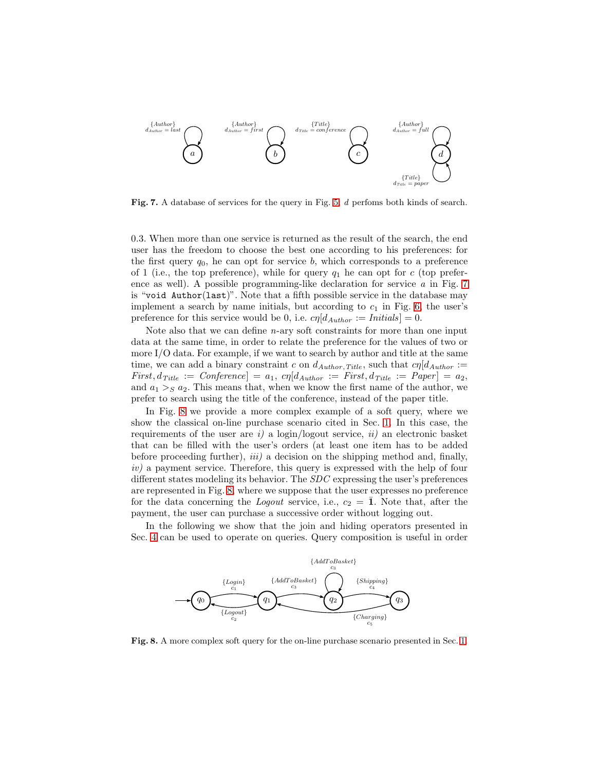**Fig. 7.** A database of services for the query in Fig. 5: $d$ perfoms both kinds of search.

0.3. When more than one service is returned as the result of the search, the end user has the freedom to choose the best one according to his preferences: for the first query $q_0$, he can opt for service $b$, which corresponds to a preference of 1 (i.e., the top preference), while for query $q_1$ he can opt for $c$ (top preference as well). A possible programming-like declaration for service $a$ in Fig. 7 is "`void Author(last)`". Note that a fifth possible service in the database may implement a search by name initials, but according to $c_1$ in Fig. 6, the user's preference for this service would be 0, i.e. $c\eta[d_{Author} := \mathit{Initials}] = 0$.

Note also that we can define $n$-ary soft constraints for more than one input data at the same time, in order to relate the preference for the values of two or more I/O data. For example, if we want to search by author and title at the same time, we can add a binary constraint $c$ on $d_{Author,Title}$, such that $c\eta[d_{Author} := \mathit{First}, d_{Title} := \mathit{Conference}] = a_1$, $c\eta[d_{Author} := \mathit{First}, d_{Title} := \mathit{Paper}] = a_2$, and $a_1 >_S a_2$. This means that, when we know the first name of the author, we prefer to search using the title of the conference, instead of the paper title.

In Fig. 8 we provide a more complex example of a soft query, where we show the classical on-line purchase scenario cited in Sec. 1. In this case, the requirements of the user are *i)* a login/logout service, *ii)* an electronic basket that can be filled with the user's orders (at least one item has to be added before proceeding further), *iii)* a decision on the shipping method and, finally, *iv)* a payment service. Therefore, this query is expressed with the help of four different states modeling its behavior. The *SDC* expressing the user's preferences are represented in Fig. 8, where we suppose that the user expresses no preference for the data concerning the *Logout* service, i.e., $c_2 = \bar{\mathbf{1}}$. Note that, after the payment, the user can purchase a successive order without logging out.

In the following we show that the join and hiding operators presented in Sec. 4 can be used to operate on queries. Query composition is useful in order

**Fig. 8.** A more complex soft query for the on-line purchase scenario presented in Sec. 1.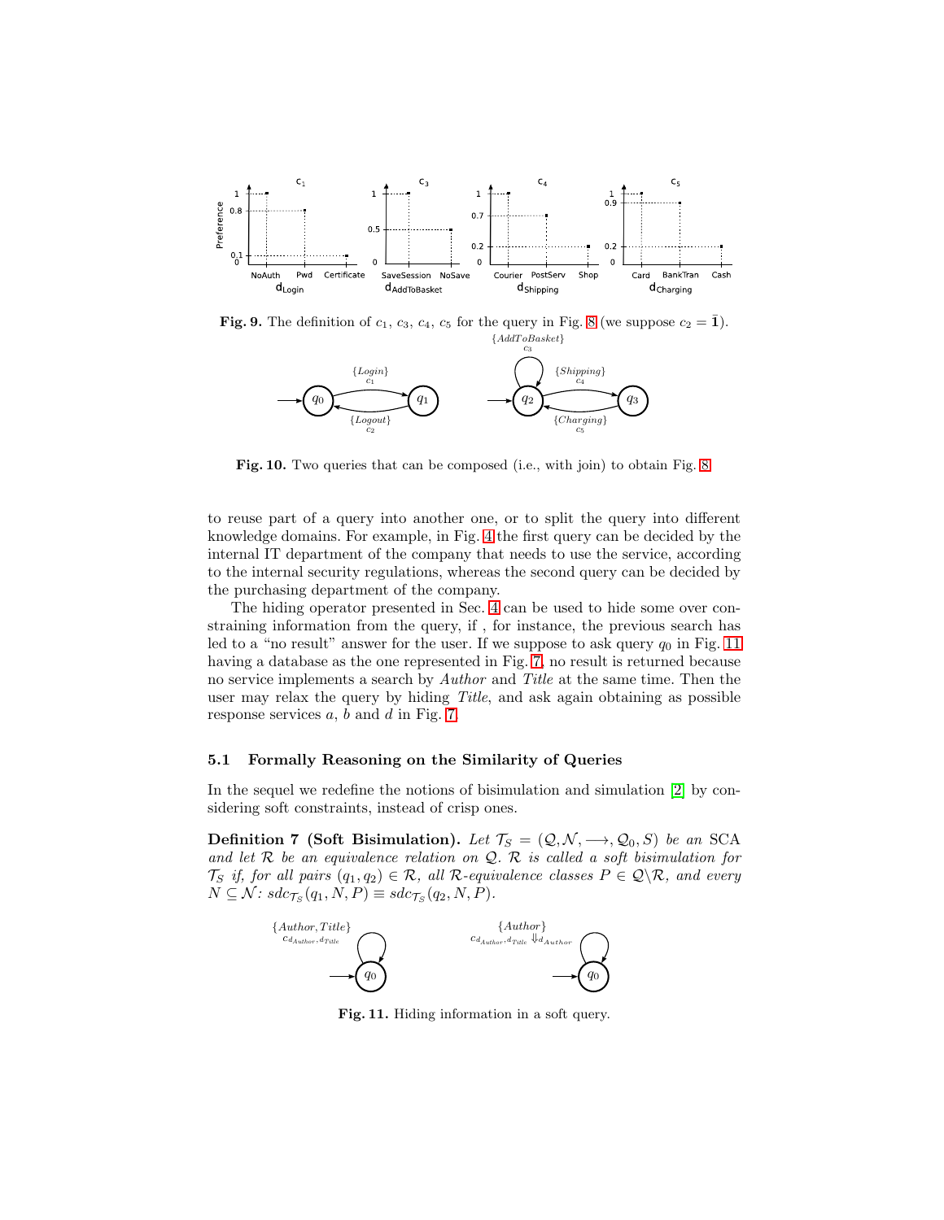**Fig. 9.** The definition of $c_1$, $c_3$, $c_4$, $c_5$ for the query in Fig. 8 (we suppose $c_2 = \bar{\mathbf{1}}$).

**Fig. 10.** Two queries that can be composed (i.e., with join) to obtain Fig. 8

to reuse part of a query into another one, or to split the query into different knowledge domains. For example, in Fig. 4 the first query can be decided by the internal IT department of the company that needs to use the service, according to the internal security regulations, whereas the second query can be decided by the purchasing department of the company.

The hiding operator presented in Sec. 4 can be used to hide some over constraining information from the query, if , for instance, the previous search has led to a "no result" answer for the user. If we suppose to ask query $q_0$ in Fig. 11 having a database as the one represented in Fig. 7, no result is returned because no service implements a search by *Author* and *Title* at the same time. Then the user may relax the query by hiding *Title*, and ask again obtaining as possible response services $a$, $b$ and $d$ in Fig. 7.

### 5.1 Formally Reasoning on the Similarity of Queries

In the sequel we redefine the notions of bisimulation and simulation [2] by considering soft constraints, instead of crisp ones.

**Definition 7 (Soft Bisimulation).** *Let $\mathcal{T}_S = (\mathcal{Q}, \mathcal{N}, \longrightarrow, \mathcal{Q}_0, S)$ be an* SCA *and let $\mathcal{R}$ be an equivalence relation on $\mathcal{Q}$. $\mathcal{R}$ is called a soft bisimulation for $\mathcal{T}_S$ if, for all pairs $(q_1, q_2) \in \mathcal{R}$, all $\mathcal{R}$-equivalence classes $P \in \mathcal{Q} \backslash \mathcal{R}$, and every $N \subseteq \mathcal{N}$: $sdc_{\mathcal{T}_S}(q_1, N, P) \equiv sdc_{\mathcal{T}_S}(q_2, N, P)$.*

**Fig. 11.** Hiding information in a soft query.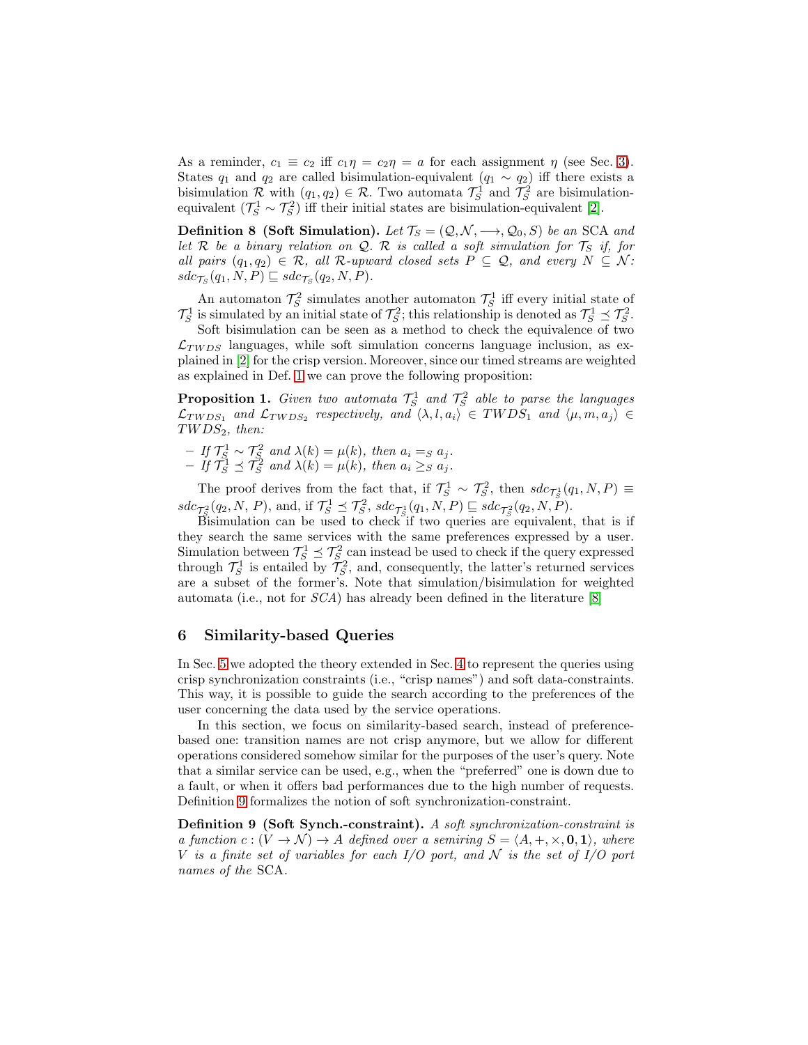As a reminder, $c_1 \equiv c_2$ iff $c_1\eta = c_2\eta = a$ for each assignment $\eta$ (see Sec. 3). States $q_1$ and $q_2$ are called bisimulation-equivalent ($q_1 \sim q_2$) iff there exists a bisimulation $\mathcal{R}$ with $(q_1, q_2) \in \mathcal{R}$. Two automata $\mathcal{T}_S^1$ and $\mathcal{T}_S^2$ are bisimulation-equivalent ($\mathcal{T}_S^1 \sim \mathcal{T}_S^2$) iff their initial states are bisimulation-equivalent [2].

**Definition 8 (Soft Simulation).** *Let $\mathcal{T}_S = (\mathcal{Q}, \mathcal{N}, \longrightarrow, \mathcal{Q}_0, S)$ be an* SCA *and let $\mathcal{R}$ be a binary relation on $\mathcal{Q}$. $\mathcal{R}$ is called a soft simulation for $\mathcal{T}_S$ if, for all pairs $(q_1, q_2) \in \mathcal{R}$, all $\mathcal{R}$-upward closed sets $P \subseteq \mathcal{Q}$, and every $N \subseteq \mathcal{N}$: $sdc_{\mathcal{T}_S}(q_1, N, P) \sqsubseteq sdc_{\mathcal{T}_S}(q_2, N, P)$.*

An automaton $\mathcal{T}_S^2$ simulates another automaton $\mathcal{T}_S^1$ iff every initial state of $\mathcal{T}_S^1$ is simulated by an initial state of $\mathcal{T}_S^2$; this relationship is denoted as $\mathcal{T}_S^1 \preceq \mathcal{T}_S^2$.

Soft bisimulation can be seen as a method to check the equivalence of two $\mathcal{L}_{TWDS}$ languages, while soft simulation concerns language inclusion, as explained in [2] for the crisp version. Moreover, since our timed streams are weighted as explained in Def. 1 we can prove the following proposition:

**Proposition 1.** *Given two automata $\mathcal{T}_S^1$ and $\mathcal{T}_S^2$ able to parse the languages $\mathcal{L}_{TWDS_1}$ and $\mathcal{L}_{TWDS_2}$ respectively, and $\langle \lambda, l, a_i \rangle \in TWDS_1$ and $\langle \mu, m, a_j \rangle \in TWDS_2$, then:*

- *If $\mathcal{T}_S^1 \sim \mathcal{T}_S^2$ and $\lambda(k) = \mu(k)$, then $a_i =_S a_j$.*
- *If $\mathcal{T}_S^1 \preceq \mathcal{T}_S^2$ and $\lambda(k) = \mu(k)$, then $a_i \geq_S a_j$.*

The proof derives from the fact that, if $\mathcal{T}_S^1 \sim \mathcal{T}_S^2$, then $sdc_{\mathcal{T}_S^1}(q_1, N, P) \equiv sdc_{\mathcal{T}_S^2}(q_2, N, P)$, and, if $\mathcal{T}_S^1 \preceq \mathcal{T}_S^2$, $sdc_{\mathcal{T}_S^1}(q_1, N, P) \sqsubseteq sdc_{\mathcal{T}_S^2}(q_2, N, P)$.

Bisimulation can be used to check if two queries are equivalent, that is if they search the same services with the same preferences expressed by a user. Simulation between $\mathcal{T}_S^1 \preceq \mathcal{T}_S^2$ can instead be used to check if the query expressed through $\mathcal{T}_S^1$ is entailed by $\mathcal{T}_S^2$, and, consequently, the latter's returned services are a subset of the former's. Note that simulation/bisimulation for weighted automata (i.e., not for *SCA*) has already been defined in the literature [8]

## 6 Similarity-based Queries

In Sec. 5 we adopted the theory extended in Sec. 4 to represent the queries using crisp synchronization constraints (i.e., "crisp names") and soft data-constraints. This way, it is possible to guide the search according to the preferences of the user concerning the data used by the service operations.

In this section, we focus on similarity-based search, instead of preference-based one: transition names are not crisp anymore, but we allow for different operations considered somehow similar for the purposes of the user's query. Note that a similar service can be used, e.g., when the "preferred" one is down due to a fault, or when it offers bad performances due to the high number of requests. Definition 9 formalizes the notion of soft synchronization-constraint.

**Definition 9 (Soft Synch.-constraint).** *A soft synchronization-constraint is a function $c : (V \rightarrow \mathcal{N}) \rightarrow A$ defined over a semiring $S = \langle A, +, \times, \mathbf{0}, \mathbf{1} \rangle$, where $V$ is a finite set of variables for each I/O port, and $\mathcal{N}$ is the set of I/O port names of the* SCA.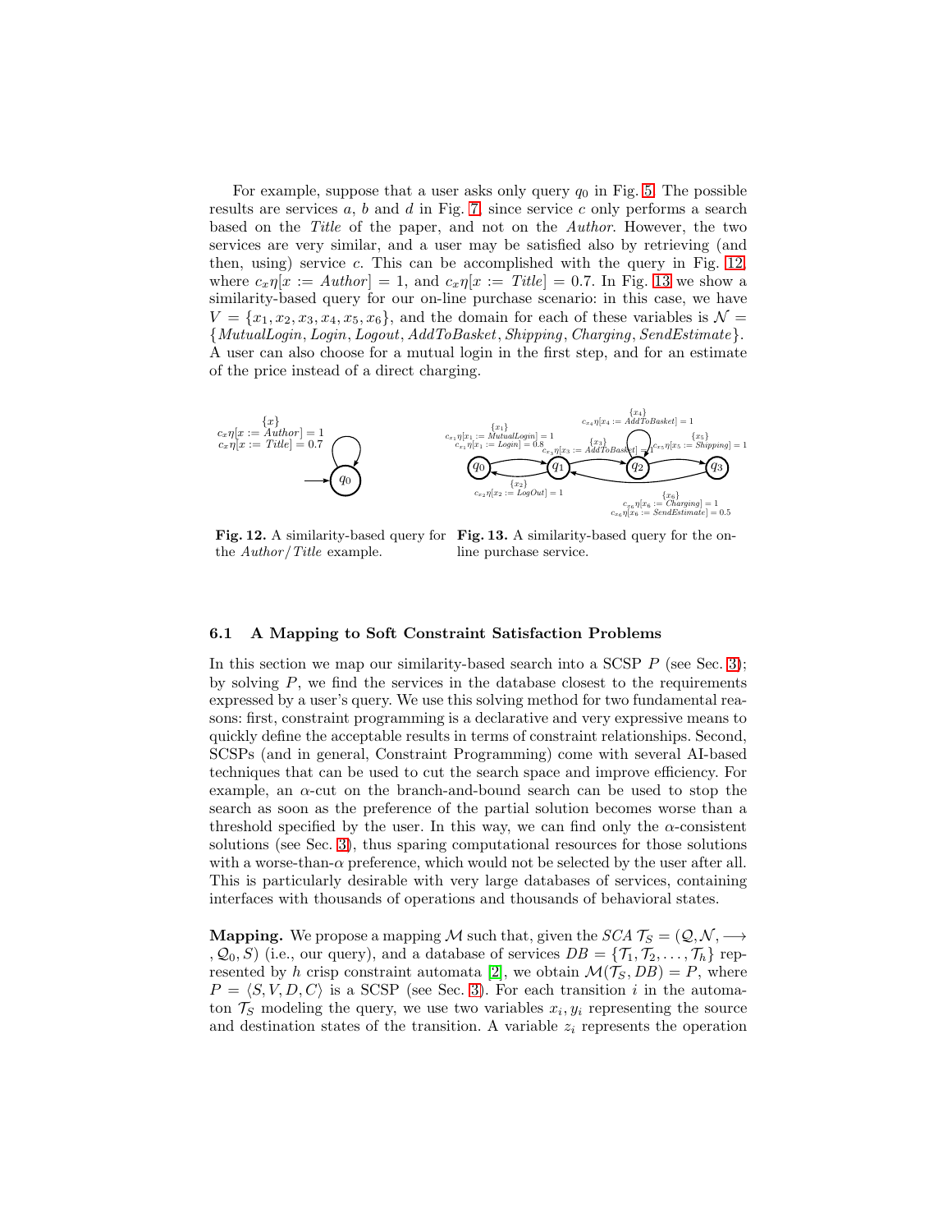For example, suppose that a user asks only query $q_0$ in Fig. 5. The possible results are services $a$, $b$ and $d$ in Fig. 7, since service $c$ only performs a search based on the *Title* of the paper, and not on the *Author*. However, the two services are very similar, and a user may be satisfied also by retrieving (and then, using) service $c$. This can be accomplished with the query in Fig. 12, where $c_x\eta[x := Author] = 1$, and $c_x\eta[x := Title] = 0.7$. In Fig. 13 we show a similarity-based query for our on-line purchase scenario: in this case, we have $V = \{x_1, x_2, x_3, x_4, x_5, x_6\}$, and the domain for each of these variables is $\mathcal{N} = \{MutualLogin, Login, Logout, AddToBasket, Shipping, Charging, SendEstimate\}$. A user can also choose for a mutual login in the first step, and for an estimate of the price instead of a direct charging.

**Fig. 12.** A similarity-based query for the *Author*/*Title* example.

**Fig. 13.** A similarity-based query for the on-line purchase service.

### 6.1 A Mapping to Soft Constraint Satisfaction Problems

In this section we map our similarity-based search into a SCSP $P$ (see Sec. 3); by solving $P$, we find the services in the database closest to the requirements expressed by a user's query. We use this solving method for two fundamental reasons: first, constraint programming is a declarative and very expressive means to quickly define the acceptable results in terms of constraint relationships. Second, SCSPs (and in general, Constraint Programming) come with several AI-based techniques that can be used to cut the search space and improve efficiency. For example, an $\alpha$-cut on the branch-and-bound search can be used to stop the search as soon as the preference of the partial solution becomes worse than a threshold specified by the user. In this way, we can find only the $\alpha$-consistent solutions (see Sec. 3), thus sparing computational resources for those solutions with a worse-than-$\alpha$ preference, which would not be selected by the user after all. This is particularly desirable with very large databases of services, containing interfaces with thousands of operations and thousands of behavioral states.

**Mapping.** We propose a mapping $\mathcal{M}$ such that, given the *SCA* $\mathcal{T}_S = (\mathcal{Q}, \mathcal{N}, \longrightarrow, \mathcal{Q}_0, S)$ (i.e., our query), and a database of services $DB = \{\mathcal{T}_1, \mathcal{T}_2, \ldots, \mathcal{T}_h\}$ represented by $h$ crisp constraint automata [2], we obtain $\mathcal{M}(\mathcal{T}_S, DB) = P$, where $P = \langle S, V, D, C \rangle$ is a SCSP (see Sec. 3). For each transition $i$ in the automaton $\mathcal{T}_S$ modeling the query, we use two variables $x_i, y_i$ representing the source and destination states of the transition. A variable $z_i$ represents the operation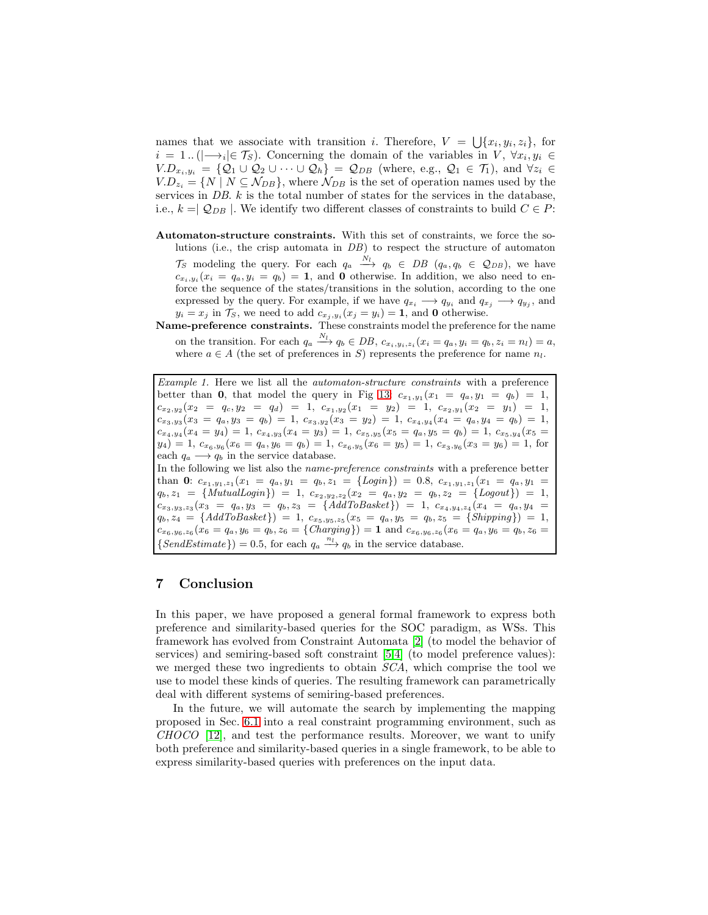names that we associate with transition $i$. Therefore, $V = \bigcup\{x_i, y_i, z_i\}$, for $i = 1\,..\,(|\longrightarrow_i| \in \mathcal{T}_S)$. Concerning the domain of the variables in $V$, $\forall x_i, y_i \in V.D_{x_i,y_i} = \{\mathcal{Q}_1 \cup \mathcal{Q}_2 \cup \cdots \cup \mathcal{Q}_h\} = \mathcal{Q}_{DB}$ (where, e.g., $\mathcal{Q}_1 \in \mathcal{T}_1$), and $\forall z_i \in V.D_{z_i} = \{N \mid N \subseteq \mathcal{N}_{DB}\}$, where $\mathcal{N}_{DB}$ is the set of operation names used by the services in $DB$. $k$ is the total number of states for the services in the database, i.e., $k = \mid \mathcal{Q}_{DB} \mid$. We identify two different classes of constraints to build $C \in P$:

- **Automaton-structure constraints.** With this set of constraints, we force the solutions (i.e., the crisp automata in $DB$) to respect the structure of automaton $\mathcal{T}_S$ modeling the query. For each $q_a \xrightarrow{N_l} q_b \in DB$ ($q_a, q_b \in \mathcal{Q}_{DB}$), we have $c_{x_i,y_i}(x_i = q_a, y_i = q_b) = \mathbf{1}$, and $\mathbf{0}$ otherwise. In addition, we also need to enforce the sequence of the states/transitions in the solution, according to the one expressed by the query. For example, if we have $q_{x_i} \longrightarrow q_{y_i}$ and $q_{x_j} \longrightarrow q_{y_j}$, and $y_i = x_j$ in $\mathcal{T}_S$, we need to add $c_{x_j,y_i}(x_j = y_i) = \mathbf{1}$, and $\mathbf{0}$ otherwise.
- **Name-preference constraints.** These constraints model the preference for the name on the transition. For each $q_a \xrightarrow{N_l} q_b \in DB$, $c_{x_i,y_i,z_i}(x_i = q_a, y_i = q_b, z_i = n_l) = a$, where $a \in A$ (the set of preferences in $S$) represents the preference for name $n_l$.

> *Example 1.* Here we list all the *automaton-structure constraints* with a preference better than $\mathbf{0}$, that model the query in Fig 13: $c_{x_1,y_1}(x_1 = q_a, y_1 = q_b) = 1$, $c_{x_2,y_2}(x_2 = q_c, y_2 = q_d) = 1$, $c_{x_1,y_2}(x_1 = y_2) = 1$, $c_{x_2,y_1}(x_2 = y_1) = 1$, $c_{x_3,y_3}(x_3 = q_a, y_3 = q_b) = 1$, $c_{x_3,y_2}(x_3 = y_2) = 1$, $c_{x_4,y_4}(x_4 = q_a, y_4 = q_b) = 1$, $c_{x_4,y_4}(x_4 = y_4) = 1$, $c_{x_4,y_3}(x_4 = y_3) = 1$, $c_{x_5,y_5}(x_5 = q_a, y_5 = q_b) = 1$, $c_{x_5,y_4}(x_5 = y_4) = 1$, $c_{x_6,y_6}(x_6 = q_a, y_6 = q_b) = 1$, $c_{x_6,y_5}(x_6 = y_5) = 1$, $c_{x_3,y_6}(x_3 = y_6) = 1$, for each $q_a \longrightarrow q_b$ in the service database.
> In the following we list also the *name-preference constraints* with a preference better than $\mathbf{0}$: $c_{x_1,y_1,z_1}(x_1 = q_a, y_1 = q_b, z_1 = \{Login\}) = 0.8$, $c_{x_1,y_1,z_1}(x_1 = q_a, y_1 = q_b, z_1 = \{MutualLogin\}) = 1$, $c_{x_2,y_2,z_2}(x_2 = q_a, y_2 = q_b, z_2 = \{Logout\}) = 1$, $c_{x_3,y_3,z_3}(x_3 = q_a, y_3 = q_b, z_3 = \{AddToBasket\}) = 1$, $c_{x_4,y_4,z_4}(x_4 = q_a, y_4 = q_b, z_4 = \{AddToBasket\}) = 1$, $c_{x_5,y_5,z_5}(x_5 = q_a, y_5 = q_b, z_5 = \{Shipping\}) = 1$, $c_{x_6,y_6,z_6}(x_6 = q_a, y_6 = q_b, z_6 = \{Charging\}) = \mathbf{1}$ and $c_{x_6,y_6,z_6}(x_6 = q_a, y_6 = q_b, z_6 = \{SendEstimate\}) = 0.5$, for each $q_a \xrightarrow{n_l} q_b$ in the service database.

## 7 Conclusion

In this paper, we have proposed a general formal framework to express both preference and similarity-based queries for the SOC paradigm, as WSs. This framework has evolved from Constraint Automata [2] (to model the behavior of services) and semiring-based soft constraint [5,4] (to model preference values): we merged these two ingredients to obtain *SCA*, which comprise the tool we use to model these kinds of queries. The resulting framework can parametrically deal with different systems of semiring-based preferences.

In the future, we will automate the search by implementing the mapping proposed in Sec. 6.1 into a real constraint programming environment, such as *CHOCO* [12], and test the performance results. Moreover, we want to unify both preference and similarity-based queries in a single framework, to be able to express similarity-based queries with preferences on the input data.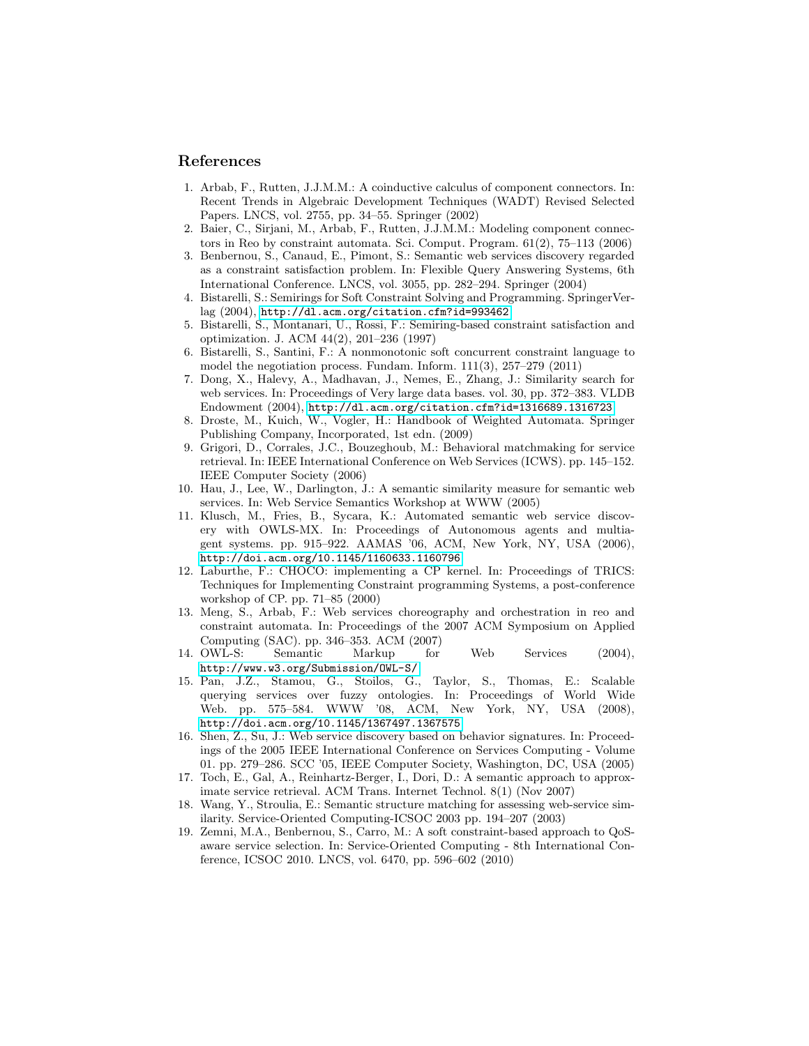## References

1. Arbab, F., Rutten, J.J.M.M.: A coinductive calculus of component connectors. In: Recent Trends in Algebraic Development Techniques (WADT) Revised Selected Papers. LNCS, vol. 2755, pp. 34–55. Springer (2002)
2. Baier, C., Sirjani, M., Arbab, F., Rutten, J.J.M.M.: Modeling component connectors in Reo by constraint automata. Sci. Comput. Program. 61(2), 75–113 (2006)
3. Benbernou, S., Canaud, E., Pimont, S.: Semantic web services discovery regarded as a constraint satisfaction problem. In: Flexible Query Answering Systems, 6th International Conference. LNCS, vol. 3055, pp. 282–294. Springer (2004)
4. Bistarelli, S.: Semirings for Soft Constraint Solving and Programming. SpringerVerlag (2004), http://dl.acm.org/citation.cfm?id=993462
5. Bistarelli, S., Montanari, U., Rossi, F.: Semiring-based constraint satisfaction and optimization. J. ACM 44(2), 201–236 (1997)
6. Bistarelli, S., Santini, F.: A nonmonotonic soft concurrent constraint language to model the negotiation process. Fundam. Inform. 111(3), 257–279 (2011)
7. Dong, X., Halevy, A., Madhavan, J., Nemes, E., Zhang, J.: Similarity search for web services. In: Proceedings of Very large data bases. vol. 30, pp. 372–383. VLDB Endowment (2004), http://dl.acm.org/citation.cfm?id=1316689.1316723
8. Droste, M., Kuich, W., Vogler, H.: Handbook of Weighted Automata. Springer Publishing Company, Incorporated, 1st edn. (2009)
9. Grigori, D., Corrales, J.C., Bouzeghoub, M.: Behavioral matchmaking for service retrieval. In: IEEE International Conference on Web Services (ICWS). pp. 145–152. IEEE Computer Society (2006)
10. Hau, J., Lee, W., Darlington, J.: A semantic similarity measure for semantic web services. In: Web Service Semantics Workshop at WWW (2005)
11. Klusch, M., Fries, B., Sycara, K.: Automated semantic web service discovery with OWLS-MX. In: Proceedings of Autonomous agents and multiagent systems. pp. 915–922. AAMAS '06, ACM, New York, NY, USA (2006), http://doi.acm.org/10.1145/1160633.1160796
12. Laburthe, F.: CHOCO: implementing a CP kernel. In: Proceedings of TRICS: Techniques for Implementing Constraint programming Systems, a post-conference workshop of CP. pp. 71–85 (2000)
13. Meng, S., Arbab, F.: Web services choreography and orchestration in reo and constraint automata. In: Proceedings of the 2007 ACM Symposium on Applied Computing (SAC). pp. 346–353. ACM (2007)
14. OWL-S: Semantic Markup for Web Services (2004), http://www.w3.org/Submission/OWL-S/
15. Pan, J.Z., Stamou, G., Stoilos, G., Taylor, S., Thomas, E.: Scalable querying services over fuzzy ontologies. In: Proceedings of World Wide Web. pp. 575–584. WWW '08, ACM, New York, NY, USA (2008), http://doi.acm.org/10.1145/1367497.1367575
16. Shen, Z., Su, J.: Web service discovery based on behavior signatures. In: Proceedings of the 2005 IEEE International Conference on Services Computing - Volume 01. pp. 279–286. SCC '05, IEEE Computer Society, Washington, DC, USA (2005)
17. Toch, E., Gal, A., Reinhartz-Berger, I., Dori, D.: A semantic approach to approximate service retrieval. ACM Trans. Internet Technol. 8(1) (Nov 2007)
18. Wang, Y., Stroulia, E.: Semantic structure matching for assessing web-service similarity. Service-Oriented Computing-ICSOC 2003 pp. 194–207 (2003)
19. Zemni, M.A., Benbernou, S., Carro, M.: A soft constraint-based approach to QoS-aware service selection. In: Service-Oriented Computing - 8th International Conference, ICSOC 2010. LNCS, vol. 6470, pp. 596–602 (2010)